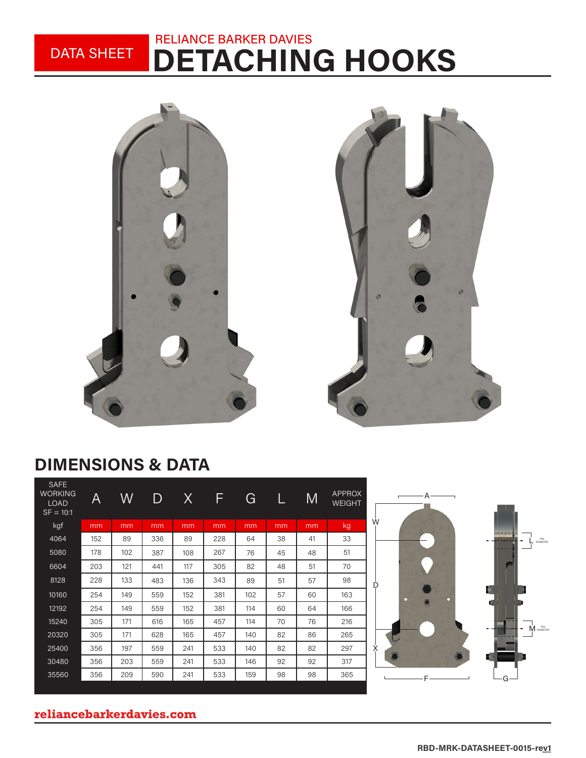DATA SHEET

RELIANCE BARKER DAVIES

# DETACHING HOOKS

## DIMENSIONS & DATA

| SAFE WORKING LOAD SF = 10:1 | A | W | D | X | F | G | L | M | APPROX WEIGHT |
|---|---|---|---|---|---|---|---|---|---|
| kgf | mm | mm | mm | mm | mm | mm | mm | mm | kg |
| 4064 | 152 | 89 | 336 | 89 | 228 | 64 | 38 | 41 | 33 |
| 5080 | 178 | 102 | 387 | 108 | 267 | 76 | 45 | 48 | 51 |
| 6604 | 203 | 121 | 441 | 117 | 305 | 82 | 48 | 51 | 70 |
| 8128 | 228 | 133 | 483 | 136 | 343 | 89 | 51 | 57 | 98 |
| 10160 | 254 | 149 | 559 | 152 | 381 | 102 | 57 | 60 | 163 |
| 12192 | 254 | 149 | 559 | 152 | 381 | 114 | 60 | 64 | 166 |
| 15240 | 305 | 171 | 616 | 165 | 457 | 114 | 70 | 76 | 216 |
| 20320 | 305 | 171 | 628 | 165 | 457 | 140 | 82 | 86 | 265 |
| 25400 | 356 | 197 | 559 | 241 | 533 | 140 | 82 | 82 | 297 |
| 30480 | 356 | 203 | 559 | 241 | 533 | 146 | 92 | 92 | 317 |
| 35560 | 356 | 209 | 590 | 241 | 533 | 159 | 98 | 98 | 365 |

A, W, D, X, F, G, L PIN DIAMETER, M PIN DIAMETER

reliancebarkerdavies.com

RBD-MRK-DATASHEET-0015-rev1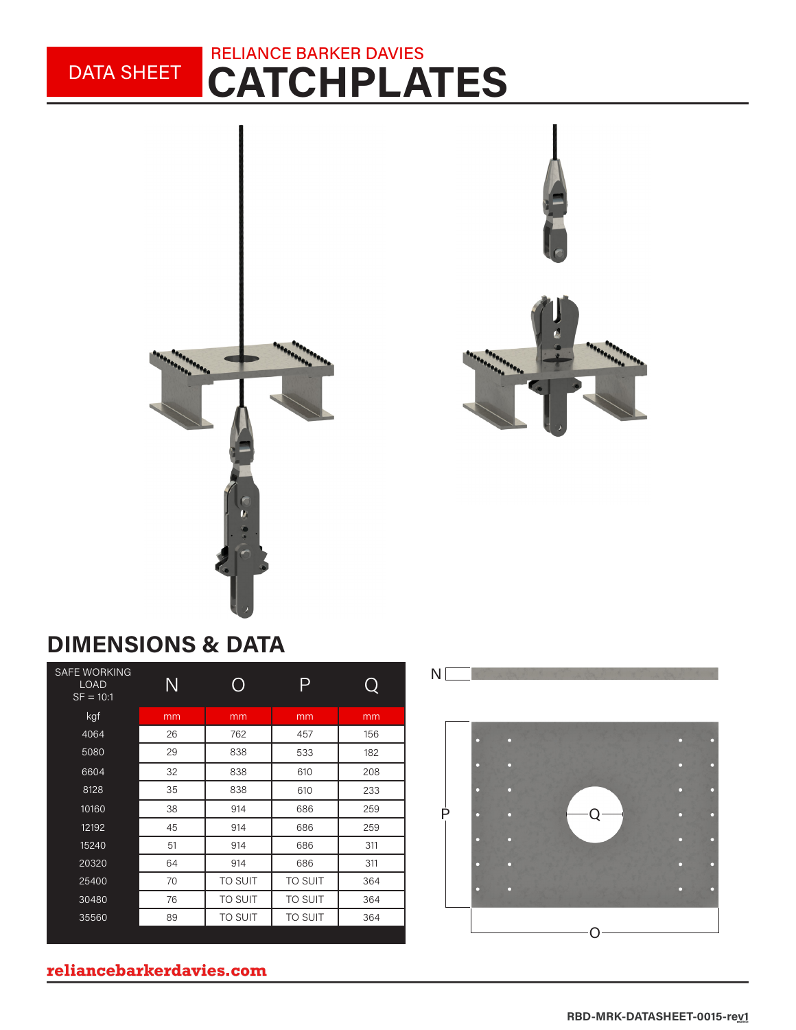DATA SHEET

RELIANCE BARKER DAVIES

# CATCHPLATES

## DIMENSIONS & DATA

| SAFE WORKING LOAD SF = 10:1 | N | O | P | Q |
|---|---|---|---|---|
| kgf | mm | mm | mm | mm |
| 4064 | 26 | 762 | 457 | 156 |
| 5080 | 29 | 838 | 533 | 182 |
| 6604 | 32 | 838 | 610 | 208 |
| 8128 | 35 | 838 | 610 | 233 |
| 10160 | 38 | 914 | 686 | 259 |
| 12192 | 45 | 914 | 686 | 259 |
| 15240 | 51 | 914 | 686 | 311 |
| 20320 | 64 | 914 | 686 | 311 |
| 25400 | 70 | TO SUIT | TO SUIT | 364 |
| 30480 | 76 | TO SUIT | TO SUIT | 364 |
| 35560 | 89 | TO SUIT | TO SUIT | 364 |

N

P

Q

O

reliancebarkerdavies.com

RBD-MRK-DATASHEET-0015-rev1